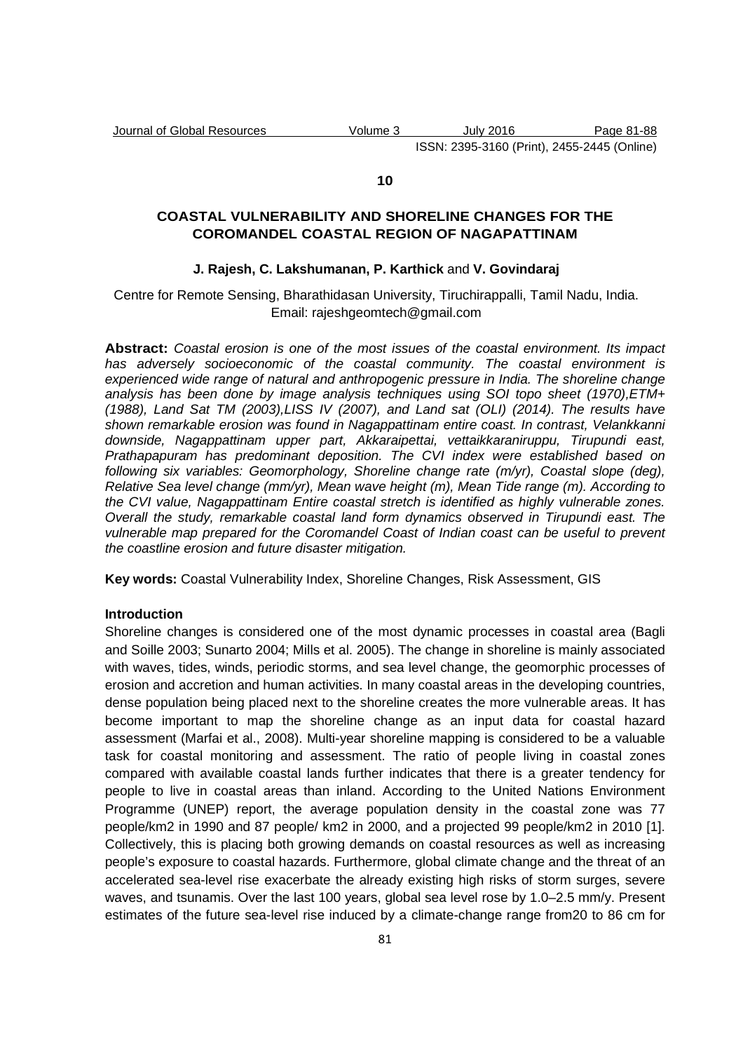**10**

# COASTAL VULNERABILITY AND SHORELINE CHANGES FOR THE COROMANDEL COASTAL REGION OF NAGAPATTINAM

**J. Rajesh, C. Lakshumanan, P. Karthick** and **V. Govindaraj**

Centre for Remote Sensing, Bharathidasan University, Tiruchirappalli, Tamil Nadu, India.
Email: rajeshgeomtech@gmail.com

**Abstract:** *Coastal erosion is one of the most issues of the coastal environment. Its impact has adversely socioeconomic of the coastal community. The coastal environment is experienced wide range of natural and anthropogenic pressure in India. The shoreline change analysis has been done by image analysis techniques using SOI topo sheet (1970),ETM+ (1988), Land Sat TM (2003),LISS IV (2007), and Land sat (OLI) (2014). The results have shown remarkable erosion was found in Nagappattinam entire coast. In contrast, Velankkanni downside, Nagappattinam upper part, Akkaraipettai, vettaikkaraniruppu, Tirupundi east, Prathapapuram has predominant deposition. The CVI index were established based on following six variables: Geomorphology, Shoreline change rate (m/yr), Coastal slope (deg), Relative Sea level change (mm/yr), Mean wave height (m), Mean Tide range (m). According to the CVI value, Nagappattinam Entire coastal stretch is identified as highly vulnerable zones. Overall the study, remarkable coastal land form dynamics observed in Tirupundi east. The vulnerable map prepared for the Coromandel Coast of Indian coast can be useful to prevent the coastline erosion and future disaster mitigation.*

**Key words:** Coastal Vulnerability Index, Shoreline Changes, Risk Assessment, GIS

## Introduction

Shoreline changes is considered one of the most dynamic processes in coastal area (Bagli and Soille 2003; Sunarto 2004; Mills et al. 2005). The change in shoreline is mainly associated with waves, tides, winds, periodic storms, and sea level change, the geomorphic processes of erosion and accretion and human activities. In many coastal areas in the developing countries, dense population being placed next to the shoreline creates the more vulnerable areas. It has become important to map the shoreline change as an input data for coastal hazard assessment (Marfai et al., 2008). Multi-year shoreline mapping is considered to be a valuable task for coastal monitoring and assessment. The ratio of people living in coastal zones compared with available coastal lands further indicates that there is a greater tendency for people to live in coastal areas than inland. According to the United Nations Environment Programme (UNEP) report, the average population density in the coastal zone was 77 people/km2 in 1990 and 87 people/ km2 in 2000, and a projected 99 people/km2 in 2010 [1]. Collectively, this is placing both growing demands on coastal resources as well as increasing people's exposure to coastal hazards. Furthermore, global climate change and the threat of an accelerated sea-level rise exacerbate the already existing high risks of storm surges, severe waves, and tsunamis. Over the last 100 years, global sea level rose by 1.0–2.5 mm/y. Present estimates of the future sea-level rise induced by a climate-change range from20 to 86 cm for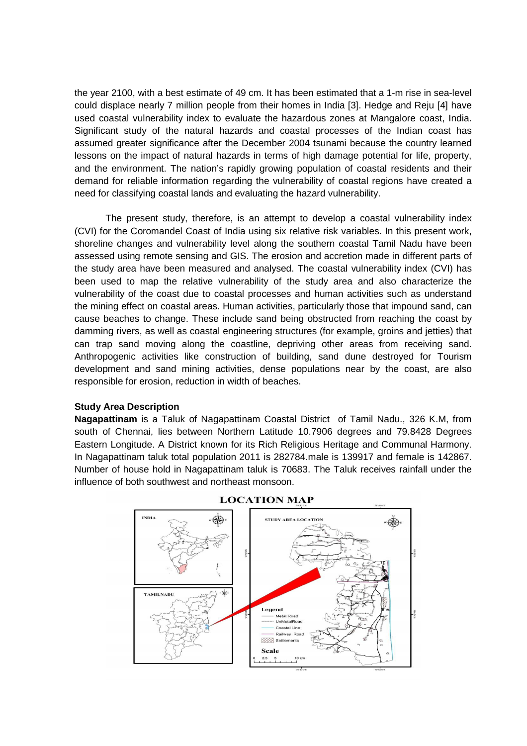the year 2100, with a best estimate of 49 cm. It has been estimated that a 1-m rise in sea-level could displace nearly 7 million people from their homes in India [3]. Hedge and Reju [4] have used coastal vulnerability index to evaluate the hazardous zones at Mangalore coast, India. Significant study of the natural hazards and coastal processes of the Indian coast has assumed greater significance after the December 2004 tsunami because the country learned lessons on the impact of natural hazards in terms of high damage potential for life, property, and the environment. The nation's rapidly growing population of coastal residents and their demand for reliable information regarding the vulnerability of coastal regions have created a need for classifying coastal lands and evaluating the hazard vulnerability.

The present study, therefore, is an attempt to develop a coastal vulnerability index (CVI) for the Coromandel Coast of India using six relative risk variables. In this present work, shoreline changes and vulnerability level along the southern coastal Tamil Nadu have been assessed using remote sensing and GIS. The erosion and accretion made in different parts of the study area have been measured and analysed. The coastal vulnerability index (CVI) has been used to map the relative vulnerability of the study area and also characterize the vulnerability of the coast due to coastal processes and human activities such as understand the mining effect on coastal areas. Human activities, particularly those that impound sand, can cause beaches to change. These include sand being obstructed from reaching the coast by damming rivers, as well as coastal engineering structures (for example, groins and jetties) that can trap sand moving along the coastline, depriving other areas from receiving sand. Anthropogenic activities like construction of building, sand dune destroyed for Tourism development and sand mining activities, dense populations near by the coast, are also responsible for erosion, reduction in width of beaches.

### Study Area Description

**Nagapattinam** is a Taluk of Nagapattinam Coastal District of Tamil Nadu., 326 K.M, from south of Chennai, lies between Northern Latitude 10.7906 degrees and 79.8428 Degrees Eastern Longitude. A District known for its Rich Religious Heritage and Communal Harmony. In Nagapattinam taluk total population 2011 is 282784.male is 139917 and female is 142867. Number of house hold in Nagapattinam taluk is 70683. The Taluk receives rainfall under the influence of both southwest and northeast monsoon.

**LOCATION MAP**

INDIA

TAMILNADU

STUDY AREA LOCATION

Legend
- Metal Road
- UnMetalRoad
- Coastal Line
- Railway Road
- Settlements

Scale
0 2.5 5 10 km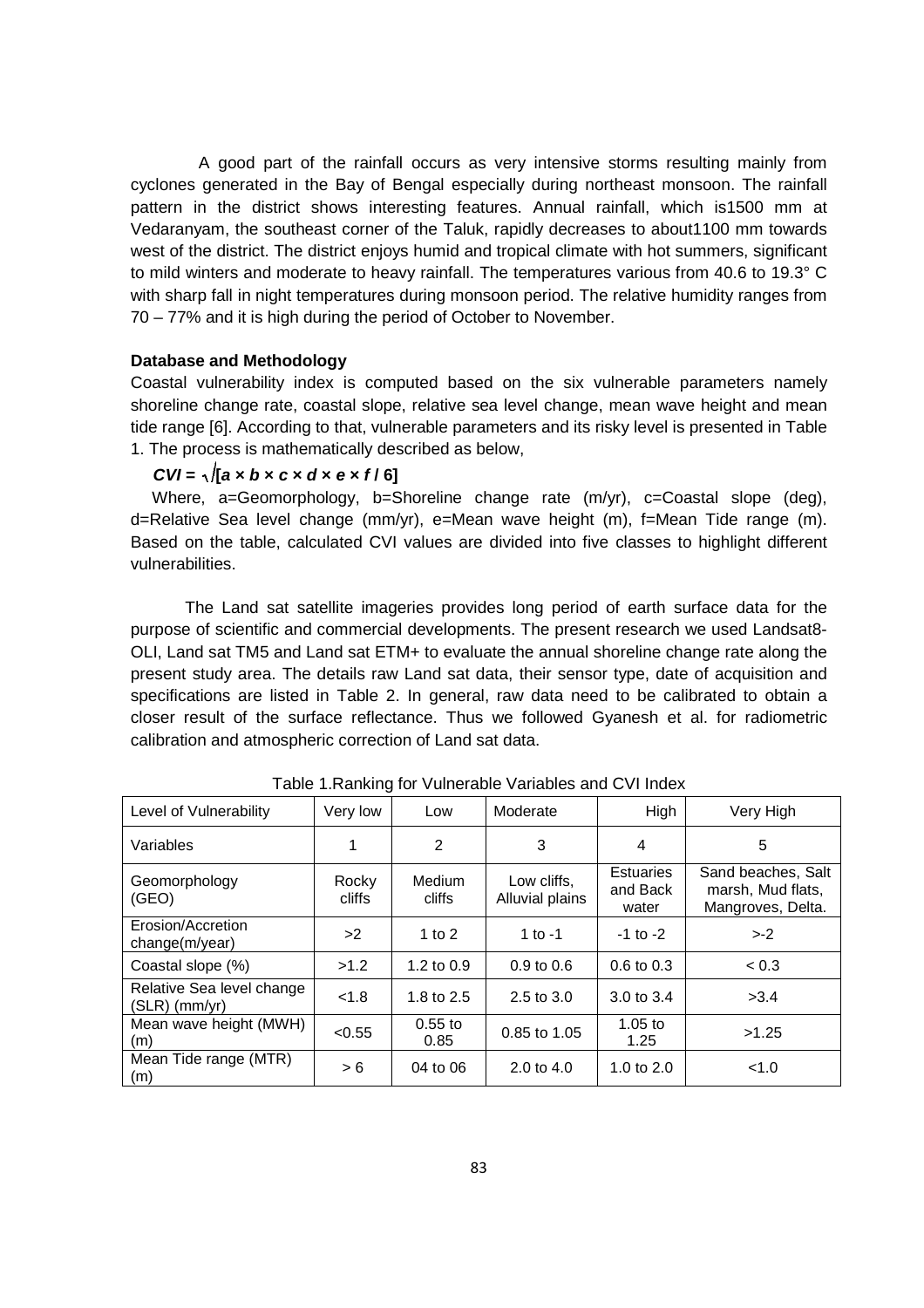A good part of the rainfall occurs as very intensive storms resulting mainly from cyclones generated in the Bay of Bengal especially during northeast monsoon. The rainfall pattern in the district shows interesting features. Annual rainfall, which is1500 mm at Vedaranyam, the southeast corner of the Taluk, rapidly decreases to about1100 mm towards west of the district. The district enjoys humid and tropical climate with hot summers, significant to mild winters and moderate to heavy rainfall. The temperatures various from 40.6 to 19.3° C with sharp fall in night temperatures during monsoon period. The relative humidity ranges from 70 – 77% and it is high during the period of October to November.

**Database and Methodology**

Coastal vulnerability index is computed based on the six vulnerable parameters namely shoreline change rate, coastal slope, relative sea level change, mean wave height and mean tide range [6]. According to that, vulnerable parameters and its risky level is presented in Table 1. The process is mathematically described as below,

$$CVI = \sqrt{[a \times b \times c \times d \times e \times f / 6]}$$

Where, a=Geomorphology, b=Shoreline change rate (m/yr), c=Coastal slope (deg), d=Relative Sea level change (mm/yr), e=Mean wave height (m), f=Mean Tide range (m). Based on the table, calculated CVI values are divided into five classes to highlight different vulnerabilities.

The Land sat satellite imageries provides long period of earth surface data for the purpose of scientific and commercial developments. The present research we used Landsat8-OLI, Land sat TM5 and Land sat ETM+ to evaluate the annual shoreline change rate along the present study area. The details raw Land sat data, their sensor type, date of acquisition and specifications are listed in Table 2. In general, raw data need to be calibrated to obtain a closer result of the surface reflectance. Thus we followed Gyanesh et al. for radiometric calibration and atmospheric correction of Land sat data.

Table 1.Ranking for Vulnerable Variables and CVI Index

| Level of Vulnerability | Very low | Low | Moderate | High | Very High |
|---|---|---|---|---|---|
| Variables | 1 | 2 | 3 | 4 | 5 |
| Geomorphology (GEO) | Rocky cliffs | Medium cliffs | Low cliffs, Alluvial plains | Estuaries and Back water | Sand beaches, Salt marsh, Mud flats, Mangroves, Delta. |
| Erosion/Accretion change(m/year) | >2 | 1 to 2 | 1 to -1 | -1 to -2 | >-2 |
| Coastal slope (%) | >1.2 | 1.2 to 0.9 | 0.9 to 0.6 | 0.6 to 0.3 | < 0.3 |
| Relative Sea level change (SLR) (mm/yr) | <1.8 | 1.8 to 2.5 | 2.5 to 3.0 | 3.0 to 3.4 | >3.4 |
| Mean wave height (MWH) (m) | <0.55 | 0.55 to 0.85 | 0.85 to 1.05 | 1.05 to 1.25 | >1.25 |
| Mean Tide range (MTR) (m) | > 6 | 04 to 06 | 2.0 to 4.0 | 1.0 to 2.0 | <1.0 |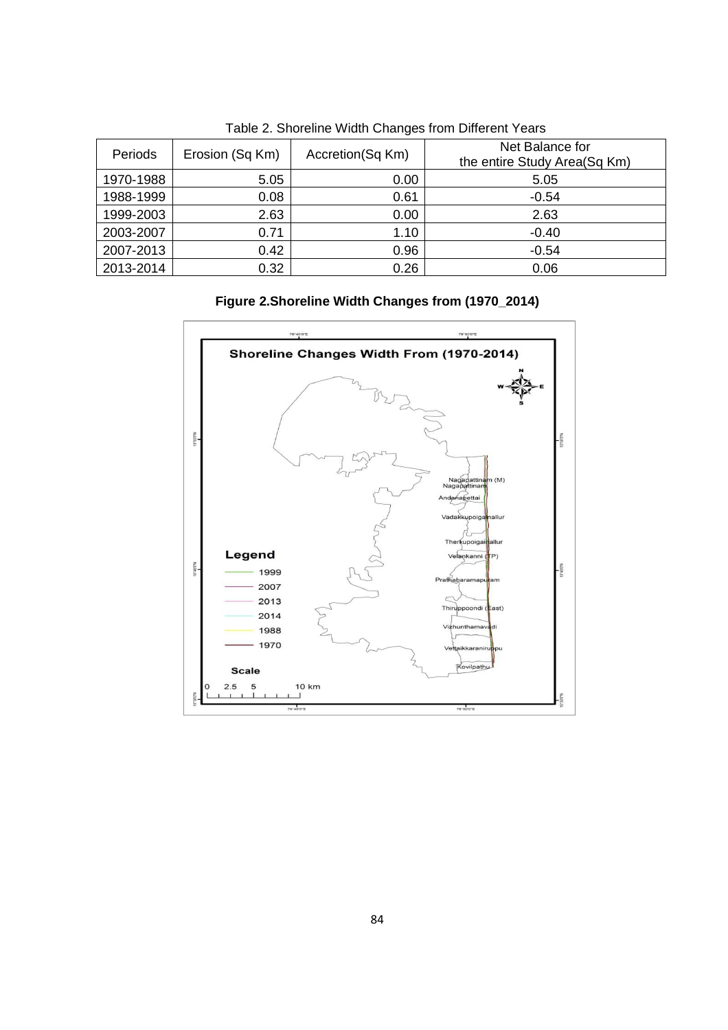Table 2. Shoreline Width Changes from Different Years

| Periods | Erosion (Sq Km) | Accretion(Sq Km) | Net Balance for the entire Study Area(Sq Km) |
|---|---|---|---|
| 1970-1988 | 5.05 | 0.00 | 5.05 |
| 1988-1999 | 0.08 | 0.61 | -0.54 |
| 1999-2003 | 2.63 | 0.00 | 2.63 |
| 2003-2007 | 0.71 | 1.10 | -0.40 |
| 2007-2013 | 0.42 | 0.96 | -0.54 |
| 2013-2014 | 0.32 | 0.26 | 0.06 |

**Figure 2.Shoreline Width Changes from (1970_2014)**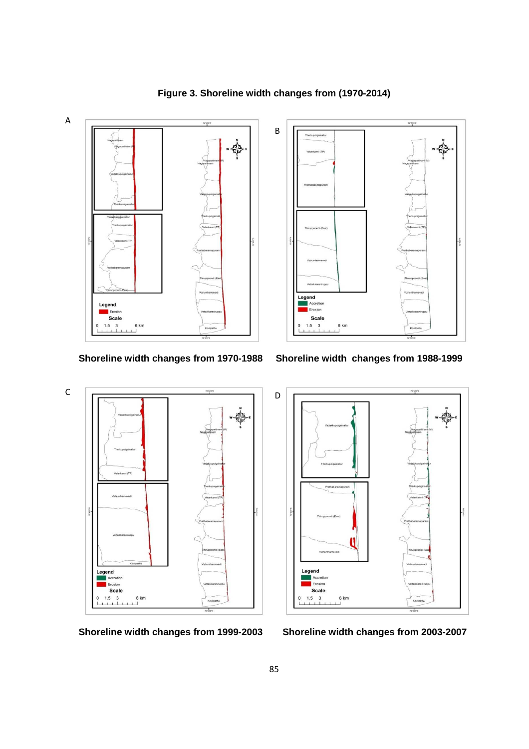**Figure 3. Shoreline width changes from (1970-2014)**

A

**Shoreline width changes from 1970-1988**

B

**Shoreline width changes from 1988-1999**

C

**Shoreline width changes from 1999-2003**

D

**Shoreline width changes from 2003-2007**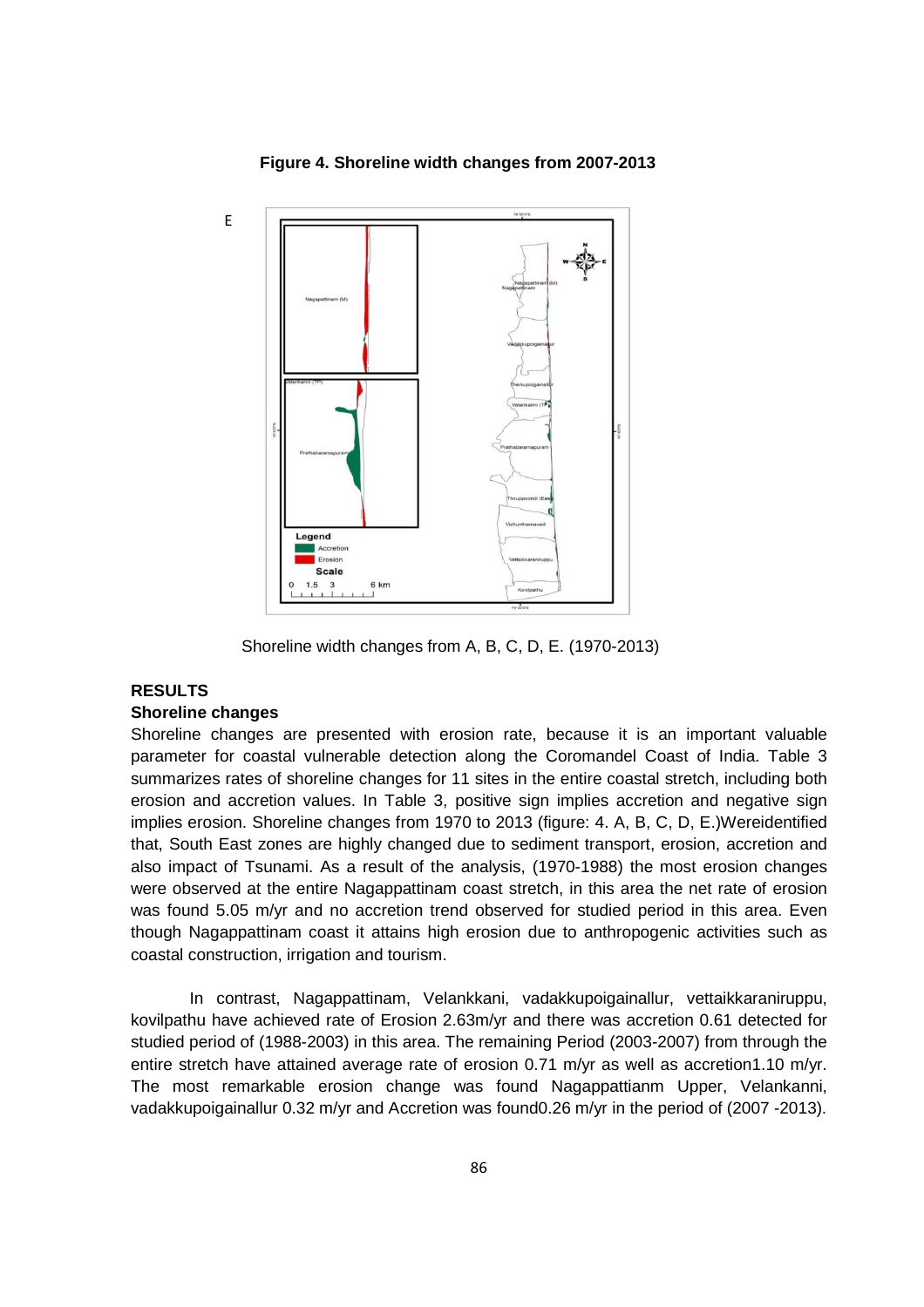**Figure 4. Shoreline width changes from 2007-2013**

E

Shoreline width changes from A, B, C, D, E. (1970-2013)

## RESULTS

### Shoreline changes

Shoreline changes are presented with erosion rate, because it is an important valuable parameter for coastal vulnerable detection along the Coromandel Coast of India. Table 3 summarizes rates of shoreline changes for 11 sites in the entire coastal stretch, including both erosion and accretion values. In Table 3, positive sign implies accretion and negative sign implies erosion. Shoreline changes from 1970 to 2013 (figure: 4. A, B, C, D, E.)Wereidentified that, South East zones are highly changed due to sediment transport, erosion, accretion and also impact of Tsunami. As a result of the analysis, (1970-1988) the most erosion changes were observed at the entire Nagappattinam coast stretch, in this area the net rate of erosion was found 5.05 m/yr and no accretion trend observed for studied period in this area. Even though Nagappattinam coast it attains high erosion due to anthropogenic activities such as coastal construction, irrigation and tourism.

In contrast, Nagappattinam, Velankkani, vadakkupoigainallur, vettaikkaraniruppu, kovilpathu have achieved rate of Erosion 2.63m/yr and there was accretion 0.61 detected for studied period of (1988-2003) in this area. The remaining Period (2003-2007) from through the entire stretch have attained average rate of erosion 0.71 m/yr as well as accretion1.10 m/yr. The most remarkable erosion change was found Nagappattianm Upper, Velankanni, vadakkupoigainallur 0.32 m/yr and Accretion was found0.26 m/yr in the period of (2007 -2013).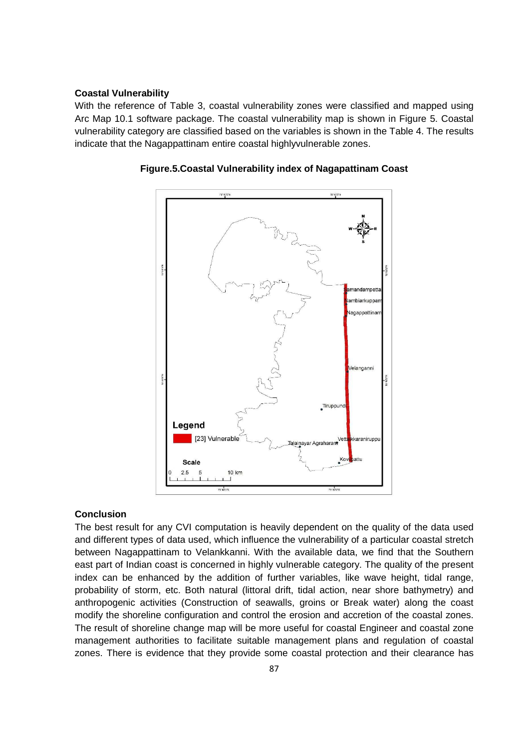### Coastal Vulnerability

With the reference of Table 3, coastal vulnerability zones were classified and mapped using Arc Map 10.1 software package. The coastal vulnerability map is shown in Figure 5. Coastal vulnerability category are classified based on the variables is shown in the Table 4. The results indicate that the Nagappattinam entire coastal highlyvulnerable zones.

**Figure.5.Coastal Vulnerability index of Nagapattinam Coast**

### Conclusion

The best result for any CVI computation is heavily dependent on the quality of the data used and different types of data used, which influence the vulnerability of a particular coastal stretch between Nagappattinam to Velankkanni. With the available data, we find that the Southern east part of Indian coast is concerned in highly vulnerable category. The quality of the present index can be enhanced by the addition of further variables, like wave height, tidal range, probability of storm, etc. Both natural (littoral drift, tidal action, near shore bathymetry) and anthropogenic activities (Construction of seawalls, groins or Break water) along the coast modify the shoreline configuration and control the erosion and accretion of the coastal zones. The result of shoreline change map will be more useful for coastal Engineer and coastal zone management authorities to facilitate suitable management plans and regulation of coastal zones. There is evidence that they provide some coastal protection and their clearance has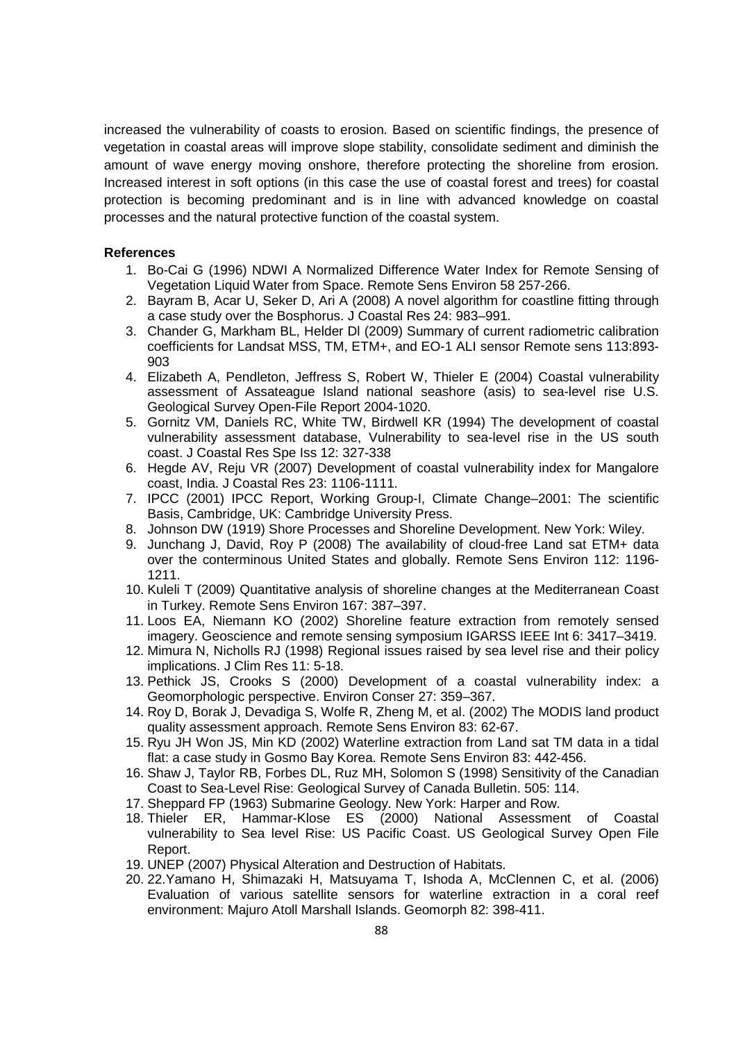increased the vulnerability of coasts to erosion. Based on scientific findings, the presence of vegetation in coastal areas will improve slope stability, consolidate sediment and diminish the amount of wave energy moving onshore, therefore protecting the shoreline from erosion. Increased interest in soft options (in this case the use of coastal forest and trees) for coastal protection is becoming predominant and is in line with advanced knowledge on coastal processes and the natural protective function of the coastal system.

**References**

1. Bo-Cai G (1996) NDWI A Normalized Difference Water Index for Remote Sensing of Vegetation Liquid Water from Space. Remote Sens Environ 58 257-266.
2. Bayram B, Acar U, Seker D, Ari A (2008) A novel algorithm for coastline fitting through a case study over the Bosphorus. J Coastal Res 24: 983–991.
3. Chander G, Markham BL, Helder Dl (2009) Summary of current radiometric calibration coefficients for Landsat MSS, TM, ETM+, and EO-1 ALI sensor Remote sens 113:893-903
4. Elizabeth A, Pendleton, Jeffress S, Robert W, Thieler E (2004) Coastal vulnerability assessment of Assateague Island national seashore (asis) to sea-level rise U.S. Geological Survey Open-File Report 2004-1020.
5. Gornitz VM, Daniels RC, White TW, Birdwell KR (1994) The development of coastal vulnerability assessment database, Vulnerability to sea-level rise in the US south coast. J Coastal Res Spe Iss 12: 327-338
6. Hegde AV, Reju VR (2007) Development of coastal vulnerability index for Mangalore coast, India. J Coastal Res 23: 1106-1111.
7. IPCC (2001) IPCC Report, Working Group-I, Climate Change–2001: The scientific Basis, Cambridge, UK: Cambridge University Press.
8. Johnson DW (1919) Shore Processes and Shoreline Development. New York: Wiley.
9. Junchang J, David, Roy P (2008) The availability of cloud-free Land sat ETM+ data over the conterminous United States and globally. Remote Sens Environ 112: 1196-1211.
10. Kuleli T (2009) Quantitative analysis of shoreline changes at the Mediterranean Coast in Turkey. Remote Sens Environ 167: 387–397.
11. Loos EA, Niemann KO (2002) Shoreline feature extraction from remotely sensed imagery. Geoscience and remote sensing symposium IGARSS IEEE Int 6: 3417–3419.
12. Mimura N, Nicholls RJ (1998) Regional issues raised by sea level rise and their policy implications. J Clim Res 11: 5-18.
13. Pethick JS, Crooks S (2000) Development of a coastal vulnerability index: a Geomorphologic perspective. Environ Conser 27: 359–367.
14. Roy D, Borak J, Devadiga S, Wolfe R, Zheng M, et al. (2002) The MODIS land product quality assessment approach. Remote Sens Environ 83: 62-67.
15. Ryu JH Won JS, Min KD (2002) Waterline extraction from Land sat TM data in a tidal flat: a case study in Gosmo Bay Korea. Remote Sens Environ 83: 442-456.
16. Shaw J, Taylor RB, Forbes DL, Ruz MH, Solomon S (1998) Sensitivity of the Canadian Coast to Sea-Level Rise: Geological Survey of Canada Bulletin. 505: 114.
17. Sheppard FP (1963) Submarine Geology. New York: Harper and Row.
18. Thieler ER, Hammar-Klose ES (2000) National Assessment of Coastal vulnerability to Sea level Rise: US Pacific Coast. US Geological Survey Open File Report.
19. UNEP (2007) Physical Alteration and Destruction of Habitats.
20. 22.Yamano H, Shimazaki H, Matsuyama T, Ishoda A, McClennen C, et al. (2006) Evaluation of various satellite sensors for waterline extraction in a coral reef environment: Majuro Atoll Marshall Islands. Geomorph 82: 398-411.